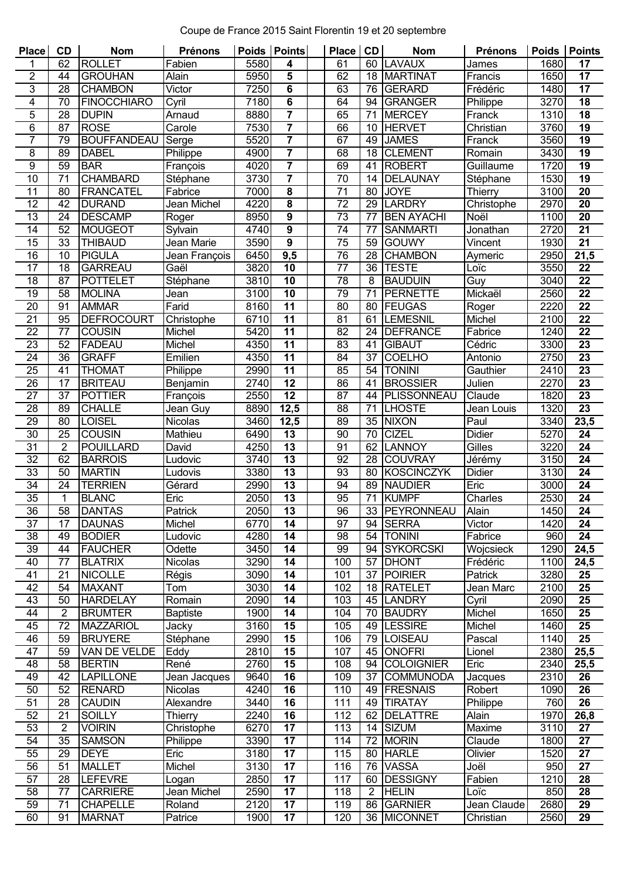Coupe de France 2015 Saint Florentin 19 et 20 septembre

| Place | CD | Nom | Prénoms | Poids | Points | | Place | CD | Nom | Prénoms | Poids | Points |
|---|---|---|---|---|---|---|---|---|---|---|---|---|
| 1 | 62 | ROLLET | Fabien | 5580 | 4 | | 61 | 60 | LAVAUX | James | 1680 | 17 |
| 2 | 44 | GROUHAN | Alain | 5950 | 5 | | 62 | 18 | MARTINAT | Francis | 1650 | 17 |
| 3 | 28 | CHAMBON | Victor | 7250 | 6 | | 63 | 76 | GERARD | Frédéric | 1480 | 17 |
| 4 | 70 | FINOCCHIARO | Cyril | 7180 | 6 | | 64 | 94 | GRANGER | Philippe | 3270 | 18 |
| 5 | 28 | DUPIN | Arnaud | 8880 | 7 | | 65 | 71 | MERCEY | Franck | 1310 | 18 |
| 6 | 87 | ROSE | Carole | 7530 | 7 | | 66 | 10 | HERVET | Christian | 3760 | 19 |
| 7 | 79 | BOUFFANDEAU | Serge | 5520 | 7 | | 67 | 49 | JAMES | Franck | 3560 | 19 |
| 8 | 89 | DABEL | Philippe | 4900 | 7 | | 68 | 18 | CLEMENT | Romain | 3430 | 19 |
| 9 | 59 | BAR | François | 4020 | 7 | | 69 | 41 | ROBERT | Guillaume | 1720 | 19 |
| 10 | 71 | CHAMBARD | Stéphane | 3730 | 7 | | 70 | 14 | DELAUNAY | Stéphane | 1530 | 19 |
| 11 | 80 | FRANCATEL | Fabrice | 7000 | 8 | | 71 | 80 | JOYE | Thierry | 3100 | 20 |
| 12 | 42 | DURAND | Jean Michel | 4220 | 8 | | 72 | 29 | LARDRY | Christophe | 2970 | 20 |
| 13 | 24 | DESCAMP | Roger | 8950 | 9 | | 73 | 77 | BEN AYACHI | Noël | 1100 | 20 |
| 14 | 52 | MOUGEOT | Sylvain | 4740 | 9 | | 74 | 77 | SANMARTI | Jonathan | 2720 | 21 |
| 15 | 33 | THIBAUD | Jean Marie | 3590 | 9 | | 75 | 59 | GOUWY | Vincent | 1930 | 21 |
| 16 | 10 | PIGULA | Jean François | 6450 | 9,5 | | 76 | 28 | CHAMBON | Aymeric | 2950 | 21,5 |
| 17 | 18 | GARREAU | Gaël | 3820 | 10 | | 77 | 36 | TESTE | Loïc | 3550 | 22 |
| 18 | 87 | POTTELET | Stéphane | 3810 | 10 | | 78 | 8 | BAUDUIN | Guy | 3040 | 22 |
| 19 | 58 | MOLINA | Jean | 3100 | 10 | | 79 | 71 | PERNETTE | Mickaël | 2560 | 22 |
| 20 | 91 | AMMAR | Farid | 8160 | 11 | | 80 | 80 | FEUGAS | Roger | 2220 | 22 |
| 21 | 95 | DEFROCOURT | Christophe | 6710 | 11 | | 81 | 61 | LEMESNIL | Michel | 2100 | 22 |
| 22 | 77 | COUSIN | Michel | 5420 | 11 | | 82 | 24 | DEFRANCE | Fabrice | 1240 | 22 |
| 23 | 52 | FADEAU | Michel | 4350 | 11 | | 83 | 41 | GIBAUT | Cédric | 3300 | 23 |
| 24 | 36 | GRAFF | Emilien | 4350 | 11 | | 84 | 37 | COELHO | Antonio | 2750 | 23 |
| 25 | 41 | THOMAT | Philippe | 2990 | 11 | | 85 | 54 | TONINI | Gauthier | 2410 | 23 |
| 26 | 17 | BRITEAU | Benjamin | 2740 | 12 | | 86 | 41 | BROSSIER | Julien | 2270 | 23 |
| 27 | 37 | POTTIER | François | 2550 | 12 | | 87 | 44 | PLISSONNEAU | Claude | 1820 | 23 |
| 28 | 89 | CHALLE | Jean Guy | 8890 | 12,5 | | 88 | 71 | LHOSTE | Jean Louis | 1320 | 23 |
| 29 | 80 | LOISEL | Nicolas | 3460 | 12,5 | | 89 | 35 | NIXON | Paul | 3340 | 23,5 |
| 30 | 25 | COUSIN | Mathieu | 6490 | 13 | | 90 | 70 | CIZEL | Didier | 5270 | 24 |
| 31 | 2 | POUILLARD | David | 4250 | 13 | | 91 | 62 | LANNOY | Gilles | 3220 | 24 |
| 32 | 62 | BARROIS | Ludovic | 3740 | 13 | | 92 | 28 | COUVRAY | Jérémy | 3150 | 24 |
| 33 | 50 | MARTIN | Ludovis | 3380 | 13 | | 93 | 80 | KOSCINCZYK | Didier | 3130 | 24 |
| 34 | 24 | TERRIEN | Gérard | 2990 | 13 | | 94 | 89 | NAUDIER | Eric | 3000 | 24 |
| 35 | 1 | BLANC | Eric | 2050 | 13 | | 95 | 71 | KUMPF | Charles | 2530 | 24 |
| 36 | 58 | DANTAS | Patrick | 2050 | 13 | | 96 | 33 | PEYRONNEAU | Alain | 1450 | 24 |
| 37 | 17 | DAUNAS | Michel | 6770 | 14 | | 97 | 94 | SERRA | Victor | 1420 | 24 |
| 38 | 49 | BODIER | Ludovic | 4280 | 14 | | 98 | 54 | TONINI | Fabrice | 960 | 24 |
| 39 | 44 | FAUCHER | Odette | 3450 | 14 | | 99 | 94 | SYKORCSKI | Wojcsieck | 1290 | 24,5 |
| 40 | 77 | BLATRIX | Nicolas | 3290 | 14 | | 100 | 57 | DHONT | Frédéric | 1100 | 24,5 |
| 41 | 21 | NICOLLE | Régis | 3090 | 14 | | 101 | 37 | POIRIER | Patrick | 3280 | 25 |
| 42 | 54 | MAXANT | Tom | 3030 | 14 | | 102 | 18 | RATELET | Jean Marc | 2100 | 25 |
| 43 | 50 | HARDELAY | Romain | 2090 | 14 | | 103 | 45 | LANDRY | Cyril | 2090 | 25 |
| 44 | 2 | BRUMTER | Baptiste | 1900 | 14 | | 104 | 70 | BAUDRY | Michel | 1650 | 25 |
| 45 | 72 | MAZZARIOL | Jacky | 3160 | 15 | | 105 | 49 | LESSIRE | Michel | 1460 | 25 |
| 46 | 59 | BRUYERE | Stéphane | 2990 | 15 | | 106 | 79 | LOISEAU | Pascal | 1140 | 25 |
| 47 | 59 | VAN DE VELDE | Eddy | 2810 | 15 | | 107 | 45 | ONOFRI | Lionel | 2380 | 25,5 |
| 48 | 58 | BERTIN | René | 2760 | 15 | | 108 | 94 | COLOIGNIER | Eric | 2340 | 25,5 |
| 49 | 42 | LAPILLONE | Jean Jacques | 9640 | 16 | | 109 | 37 | COMMUNODA | Jacques | 2310 | 26 |
| 50 | 52 | RENARD | Nicolas | 4240 | 16 | | 110 | 49 | FRESNAIS | Robert | 1090 | 26 |
| 51 | 28 | CAUDIN | Alexandre | 3440 | 16 | | 111 | 49 | TIRATAY | Philippe | 760 | 26 |
| 52 | 21 | SOILLY | Thierry | 2240 | 16 | | 112 | 62 | DELATTRE | Alain | 1970 | 26,8 |
| 53 | 2 | VOIRIN | Christophe | 6270 | 17 | | 113 | 14 | SIZUM | Maxime | 3110 | 27 |
| 54 | 35 | SAMSON | Philippe | 3390 | 17 | | 114 | 72 | MORIN | Claude | 1800 | 27 |
| 55 | 29 | DEYE | Eric | 3180 | 17 | | 115 | 80 | HARLE | Olivier | 1520 | 27 |
| 56 | 51 | MALLET | Michel | 3130 | 17 | | 116 | 76 | VASSA | Joël | 950 | 27 |
| 57 | 28 | LEFEVRE | Logan | 2850 | 17 | | 117 | 60 | DESSIGNY | Fabien | 1210 | 28 |
| 58 | 77 | CARRIERE | Jean Michel | 2590 | 17 | | 118 | 2 | HELIN | Loïc | 850 | 28 |
| 59 | 71 | CHAPELLE | Roland | 2120 | 17 | | 119 | 86 | GARNIER | Jean Claude | 2680 | 29 |
| 60 | 91 | MARNAT | Patrice | 1900 | 17 | | 120 | 36 | MICONNET | Christian | 2560 | 29 |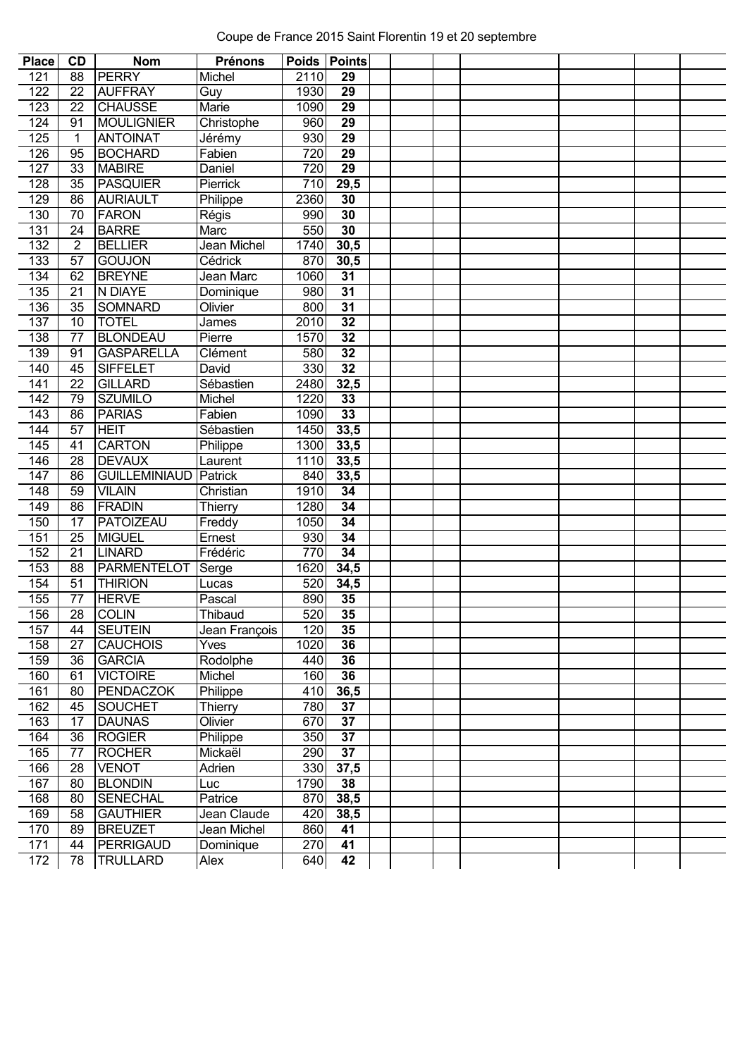Coupe de France 2015 Saint Florentin 19 et 20 septembre

| Place | CD | Nom | Prénons | Poids | Points |
|---|---|---|---|---|---|
| 121 | 88 | PERRY | Michel | 2110 | **29** |
| 122 | 22 | AUFFRAY | Guy | 1930 | **29** |
| 123 | 22 | CHAUSSE | Marie | 1090 | **29** |
| 124 | 91 | MOULIGNIER | Christophe | 960 | **29** |
| 125 | 1 | ANTOINAT | Jérémy | 930 | **29** |
| 126 | 95 | BOCHARD | Fabien | 720 | **29** |
| 127 | 33 | MABIRE | Daniel | 720 | **29** |
| 128 | 35 | PASQUIER | Pierrick | 710 | **29,5** |
| 129 | 86 | AURIAULT | Philippe | 2360 | **30** |
| 130 | 70 | FARON | Régis | 990 | **30** |
| 131 | 24 | BARRE | Marc | 550 | **30** |
| 132 | 2 | BELLIER | Jean Michel | 1740 | **30,5** |
| 133 | 57 | GOUJON | Cédrick | 870 | **30,5** |
| 134 | 62 | BREYNE | Jean Marc | 1060 | **31** |
| 135 | 21 | N DIAYE | Dominique | 980 | **31** |
| 136 | 35 | SOMNARD | Olivier | 800 | **31** |
| 137 | 10 | TOTEL | James | 2010 | **32** |
| 138 | 77 | BLONDEAU | Pierre | 1570 | **32** |
| 139 | 91 | GASPARELLA | Clément | 580 | **32** |
| 140 | 45 | SIFFELET | David | 330 | **32** |
| 141 | 22 | GILLARD | Sébastien | 2480 | **32,5** |
| 142 | 79 | SZUMILO | Michel | 1220 | **33** |
| 143 | 86 | PARIAS | Fabien | 1090 | **33** |
| 144 | 57 | HEIT | Sébastien | 1450 | **33,5** |
| 145 | 41 | CARTON | Philippe | 1300 | **33,5** |
| 146 | 28 | DEVAUX | Laurent | 1110 | **33,5** |
| 147 | 86 | GUILLEMINIAUD | Patrick | 840 | **33,5** |
| 148 | 59 | VILAIN | Christian | 1910 | **34** |
| 149 | 86 | FRADIN | Thierry | 1280 | **34** |
| 150 | 17 | PATOIZEAU | Freddy | 1050 | **34** |
| 151 | 25 | MIGUEL | Ernest | 930 | **34** |
| 152 | 21 | LINARD | Frédéric | 770 | **34** |
| 153 | 88 | PARMENTELOT | Serge | 1620 | **34,5** |
| 154 | 51 | THIRION | Lucas | 520 | **34,5** |
| 155 | 77 | HERVE | Pascal | 890 | **35** |
| 156 | 28 | COLIN | Thibaud | 520 | **35** |
| 157 | 44 | SEUTEIN | Jean François | 120 | **35** |
| 158 | 27 | CAUCHOIS | Yves | 1020 | **36** |
| 159 | 36 | GARCIA | Rodolphe | 440 | **36** |
| 160 | 61 | VICTOIRE | Michel | 160 | **36** |
| 161 | 80 | PENDACZOK | Philippe | 410 | **36,5** |
| 162 | 45 | SOUCHET | Thierry | 780 | **37** |
| 163 | 17 | DAUNAS | Olivier | 670 | **37** |
| 164 | 36 | ROGIER | Philippe | 350 | **37** |
| 165 | 77 | ROCHER | Mickaël | 290 | **37** |
| 166 | 28 | VENOT | Adrien | 330 | **37,5** |
| 167 | 80 | BLONDIN | Luc | 1790 | **38** |
| 168 | 80 | SENECHAL | Patrice | 870 | **38,5** |
| 169 | 58 | GAUTHIER | Jean Claude | 420 | **38,5** |
| 170 | 89 | BREUZET | Jean Michel | 860 | **41** |
| 171 | 44 | PERRIGAUD | Dominique | 270 | **41** |
| 172 | 78 | TRULLARD | Alex | 640 | **42** |